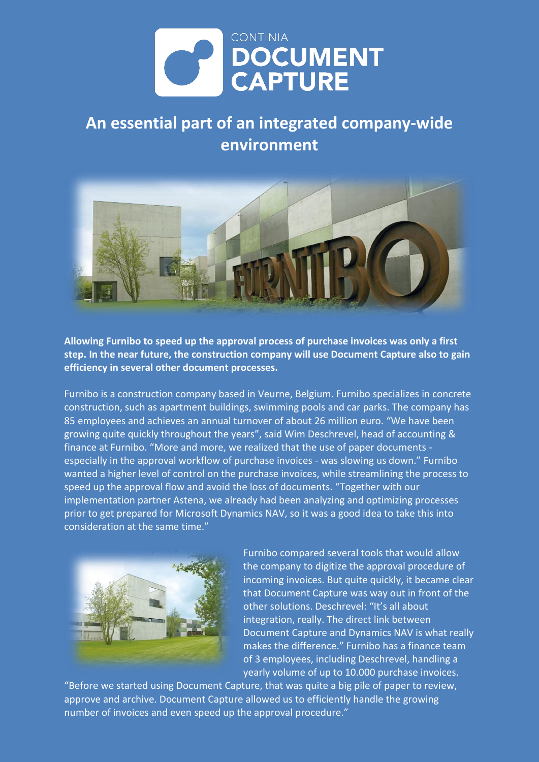CONTINIA
**DOCUMENT CAPTURE**

# An essential part of an integrated company-wide environment

**Allowing Furnibo to speed up the approval process of purchase invoices was only a first step. In the near future, the construction company will use Document Capture also to gain efficiency in several other document processes.**

Furnibo is a construction company based in Veurne, Belgium. Furnibo specializes in concrete construction, such as apartment buildings, swimming pools and car parks. The company has 85 employees and achieves an annual turnover of about 26 million euro. "We have been growing quite quickly throughout the years", said Wim Deschrevel, head of accounting & finance at Furnibo. "More and more, we realized that the use of paper documents - especially in the approval workflow of purchase invoices - was slowing us down." Furnibo wanted a higher level of control on the purchase invoices, while streamlining the process to speed up the approval flow and avoid the loss of documents. "Together with our implementation partner Astena, we already had been analyzing and optimizing processes prior to get prepared for Microsoft Dynamics NAV, so it was a good idea to take this into consideration at the same time."

Furnibo compared several tools that would allow the company to digitize the approval procedure of incoming invoices. But quite quickly, it became clear that Document Capture was way out in front of the other solutions. Deschrevel: "It's all about integration, really. The direct link between Document Capture and Dynamics NAV is what really makes the difference." Furnibo has a finance team of 3 employees, including Deschrevel, handling a yearly volume of up to 10.000 purchase invoices. "Before we started using Document Capture, that was quite a big pile of paper to review, approve and archive. Document Capture allowed us to efficiently handle the growing number of invoices and even speed up the approval procedure."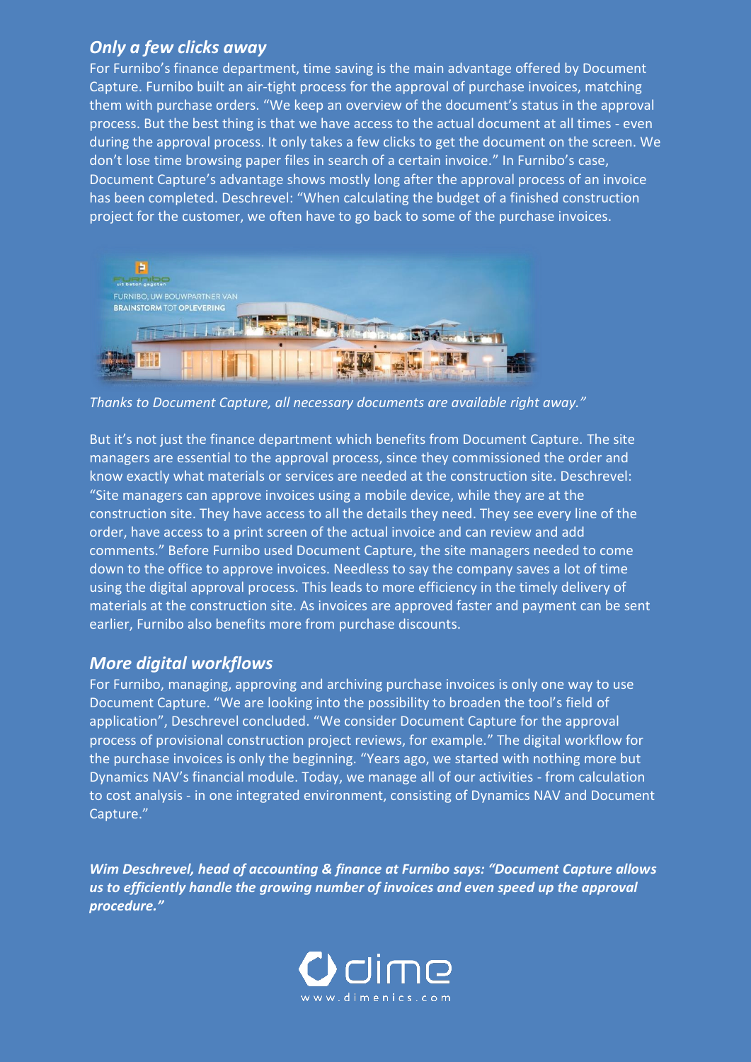## *Only a few clicks away*

For Furnibo's finance department, time saving is the main advantage offered by Document Capture. Furnibo built an air-tight process for the approval of purchase invoices, matching them with purchase orders. "We keep an overview of the document's status in the approval process. But the best thing is that we have access to the actual document at all times - even during the approval process. It only takes a few clicks to get the document on the screen. We don't lose time browsing paper files in search of a certain invoice." In Furnibo's case, Document Capture's advantage shows mostly long after the approval process of an invoice has been completed. Deschrevel: "When calculating the budget of a finished construction project for the customer, we often have to go back to some of the purchase invoices.

*Thanks to Document Capture, all necessary documents are available right away."*

But it's not just the finance department which benefits from Document Capture. The site managers are essential to the approval process, since they commissioned the order and know exactly what materials or services are needed at the construction site. Deschrevel: "Site managers can approve invoices using a mobile device, while they are at the construction site. They have access to all the details they need. They see every line of the order, have access to a print screen of the actual invoice and can review and add comments." Before Furnibo used Document Capture, the site managers needed to come down to the office to approve invoices. Needless to say the company saves a lot of time using the digital approval process. This leads to more efficiency in the timely delivery of materials at the construction site. As invoices are approved faster and payment can be sent earlier, Furnibo also benefits more from purchase discounts.

## *More digital workflows*

For Furnibo, managing, approving and archiving purchase invoices is only one way to use Document Capture. "We are looking into the possibility to broaden the tool's field of application", Deschrevel concluded. "We consider Document Capture for the approval process of provisional construction project reviews, for example." The digital workflow for the purchase invoices is only the beginning. "Years ago, we started with nothing more but Dynamics NAV's financial module. Today, we manage all of our activities - from calculation to cost analysis - in one integrated environment, consisting of Dynamics NAV and Document Capture."

***Wim Deschrevel, head of accounting & finance at Furnibo says: "Document Capture allows us to efficiently handle the growing number of invoices and even speed up the approval procedure."***

dime

www.dimenics.com